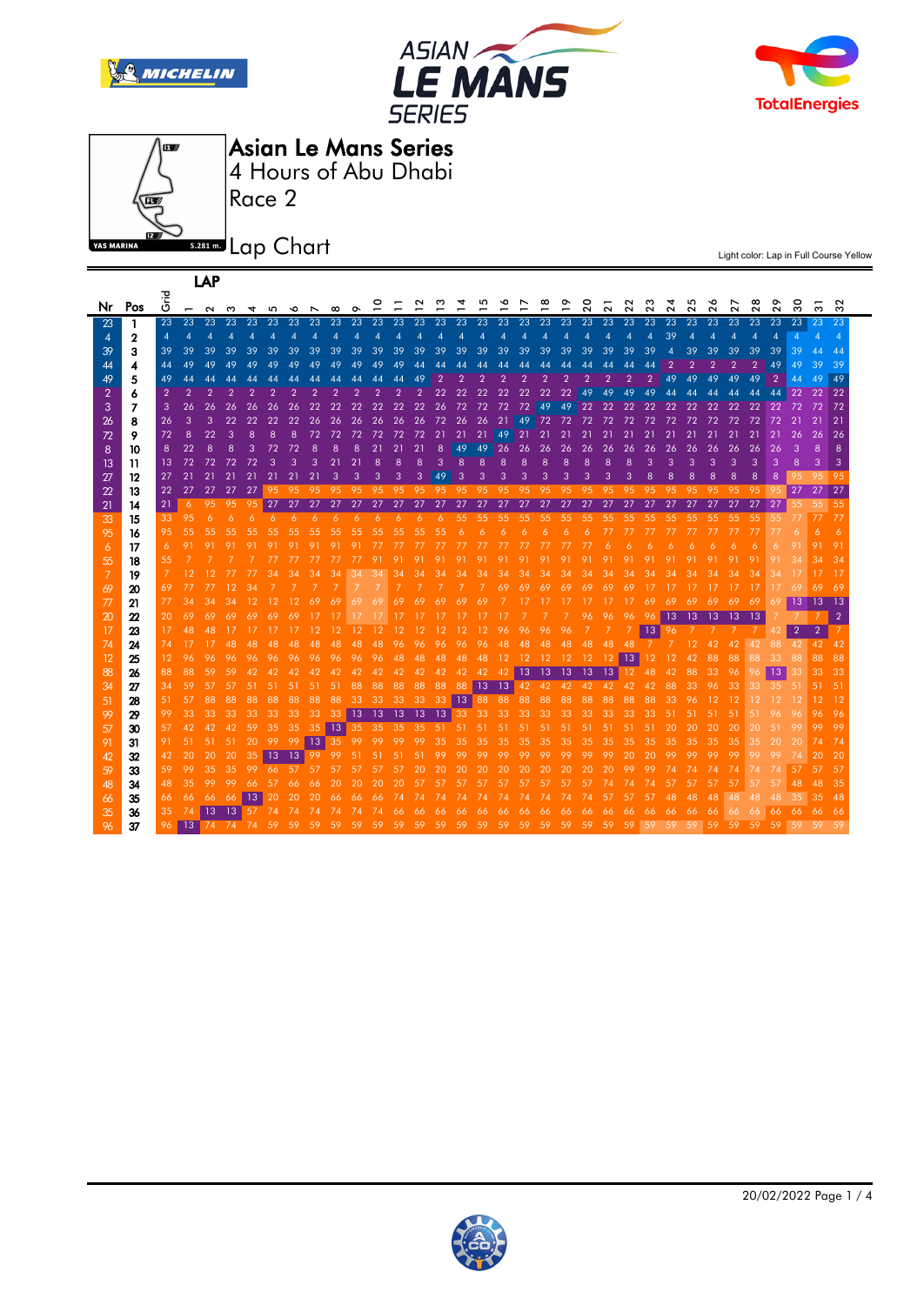# Asian Le Mans Series

## 4 Hours of Abu Dhabi

## Race 2

YAS MARINA 5.281 m.

## Lap Chart

Light color: Lap in Full Course Yellow

| Nr | Pos | Grid | 1 | 2 | 3 | 4 | 5 | 6 | 7 | 8 | 9 | 10 | 11 | 12 | 13 | 14 | 15 | 16 | 17 | 18 | 19 | 20 | 21 | 22 | 23 | 24 | 25 | 26 | 27 | 28 | 29 | 30 | 31 | 32 |
|---|---|---|---|---|---|---|---|---|---|---|---|---|---|---|---|---|---|---|---|---|---|---|---|---|---|---|---|---|---|---|---|---|---|---|
| 23 | 1 | 23 | 23 | 23 | 23 | 23 | 23 | 23 | 23 | 23 | 23 | 23 | 23 | 23 | 23 | 23 | 23 | 23 | 23 | 23 | 23 | 23 | 23 | 23 | 23 | 23 | 23 | 23 | 23 | 23 | 23 | 23 | 23 | 23 |
| 4 | 2 | 4 | 4 | 4 | 4 | 4 | 4 | 4 | 4 | 4 | 4 | 4 | 4 | 4 | 4 | 4 | 4 | 4 | 4 | 4 | 4 | 4 | 4 | 4 | 4 | 39 | 4 | 4 | 4 | 4 | 4 | 4 | 4 | 4 |
| 39 | 3 | 39 | 39 | 39 | 39 | 39 | 39 | 39 | 39 | 39 | 39 | 39 | 39 | 39 | 39 | 39 | 39 | 39 | 39 | 39 | 39 | 39 | 39 | 39 | 39 | 4 | 39 | 39 | 39 | 39 | 39 | 39 | 44 | 44 |
| 44 | 4 | 44 | 49 | 49 | 49 | 49 | 49 | 49 | 49 | 49 | 49 | 49 | 49 | 44 | 44 | 44 | 44 | 44 | 44 | 44 | 44 | 44 | 44 | 44 | 44 | 2 | 2 | 2 | 2 | 2 | 49 | 49 | 39 | 39 |
| 49 | 5 | 49 | 44 | 44 | 44 | 44 | 44 | 44 | 44 | 44 | 44 | 44 | 44 | 49 | 2 | 2 | 2 | 2 | 2 | 2 | 2 | 2 | 2 | 2 | 2 | 49 | 49 | 49 | 49 | 49 | 2 | 44 | 49 | 49 |
| 2 | 6 | 2 | 2 | 2 | 2 | 2 | 2 | 2 | 2 | 2 | 2 | 2 | 2 | 2 | 22 | 22 | 22 | 22 | 22 | 22 | 22 | 49 | 49 | 49 | 49 | 44 | 44 | 44 | 44 | 44 | 44 | 22 | 22 | 22 |
| 3 | 7 | 3 | 26 | 26 | 26 | 26 | 26 | 26 | 26 | 22 | 22 | 22 | 22 | 22 | 26 | 72 | 72 | 72 | 72 | 49 | 49 | 22 | 22 | 22 | 22 | 22 | 22 | 22 | 22 | 22 | 22 | 72 | 72 | 72 |
| 26 | 8 | 26 | 3 | 3 | 22 | 22 | 22 | 22 | 26 | 26 | 26 | 26 | 26 | 72 | 26 | 26 | 21 | 49 | 72 | 72 | 72 | 72 | 72 | 72 | 72 | 72 | 72 | 72 | 72 | 72 | 72 | 21 | 21 | 21 |
| 72 | 9 | 72 | 8 | 22 | 3 | 8 | 8 | 8 | 72 | 72 | 72 | 72 | 72 | 21 | 21 | 21 | 49 | 21 | 21 | 21 | 21 | 21 | 21 | 21 | 21 | 21 | 21 | 21 | 21 | 21 | 21 | 26 | 26 | 26 |
| 8 | 10 | 8 | 22 | 8 | 8 | 3 | 72 | 72 | 8 | 8 | 8 | 21 | 21 | 8 | 49 | 49 | 26 | 26 | 26 | 26 | 26 | 26 | 26 | 26 | 26 | 26 | 26 | 26 | 26 | 26 | 26 | 3 | 8 | 8 |
| 13 | 11 | 13 | 72 | 72 | 72 | 72 | 3 | 3 | 3 | 21 | 21 | 8 | 8 | 3 | 8 | 8 | 8 | 8 | 8 | 8 | 8 | 8 | 8 | 8 | 3 | 3 | 3 | 3 | 3 | 3 | 3 | 8 | 3 | 3 |
| 27 | 12 | 27 | 21 | 21 | 21 | 21 | 21 | 21 | 21 | 3 | 3 | 3 | 3 | 49 | 3 | 3 | 3 | 3 | 3 | 3 | 3 | 3 | 3 | 3 | 8 | 8 | 8 | 8 | 8 | 8 | 8 | 95 | 95 | 95 |
| 22 | 13 | 22 | 27 | 27 | 27 | 27 | 95 | 95 | 95 | 95 | 95 | 95 | 95 | 95 | 95 | 95 | 95 | 95 | 95 | 95 | 95 | 95 | 95 | 95 | 95 | 95 | 95 | 95 | 95 | 95 | 95 | 27 | 27 | 27 |
| 21 | 14 | 21 | 6 | 95 | 95 | 95 | 27 | 27 | 27 | 27 | 27 | 27 | 27 | 27 | 27 | 27 | 27 | 27 | 27 | 27 | 27 | 27 | 27 | 27 | 27 | 27 | 27 | 27 | 27 | 27 | 27 | 55 | 55 | 55 |
| 33 | 15 | 33 | 95 | 6 | 6 | 6 | 6 | 6 | 6 | 6 | 6 | 6 | 6 | 6 | 6 | 55 | 55 | 55 | 55 | 55 | 55 | 55 | 55 | 55 | 55 | 55 | 55 | 55 | 55 | 55 | 55 | 77 | 77 | 77 |
| 95 | 16 | 95 | 55 | 55 | 55 | 55 | 55 | 55 | 55 | 55 | 55 | 55 | 55 | 55 | 55 | 6 | 6 | 6 | 6 | 6 | 6 | 6 | 77 | 77 | 77 | 77 | 77 | 77 | 77 | 77 | 77 | 6 | 6 | 6 |
| 6 | 17 | 6 | 91 | 91 | 91 | 91 | 91 | 91 | 91 | 91 | 91 | 77 | 77 | 77 | 77 | 77 | 77 | 77 | 77 | 77 | 77 | 77 | 6 | 6 | 6 | 6 | 6 | 6 | 6 | 6 | 6 | 91 | 91 | 91 |
| 55 | 18 | 55 | 7 | 7 | 7 | 7 | 77 | 77 | 77 | 77 | 77 | 91 | 91 | 91 | 91 | 91 | 91 | 91 | 91 | 91 | 91 | 91 | 91 | 91 | 91 | 91 | 91 | 91 | 91 | 91 | 91 | 34 | 34 | 34 |
| 7 | 19 | 7 | 12 | 12 | 77 | 77 | 34 | 34 | 34 | 34 | 34 | 34 | 34 | 34 | 34 | 34 | 34 | 34 | 34 | 34 | 34 | 34 | 34 | 34 | 34 | 34 | 34 | 34 | 34 | 34 | 34 | 17 | 17 | 17 |
| 69 | 20 | 69 | 77 | 77 | 12 | 34 | 7 | 7 | 7 | 7 | 7 | 7 | 7 | 7 | 7 | 7 | 7 | 69 | 69 | 69 | 69 | 69 | 69 | 69 | 17 | 17 | 17 | 17 | 17 | 17 | 17 | 69 | 69 | 69 |
| 77 | 21 | 77 | 34 | 34 | 34 | 12 | 12 | 12 | 69 | 69 | 69 | 69 | 69 | 69 | 69 | 69 | 69 | 7 | 17 | 17 | 17 | 17 | 17 | 17 | 69 | 69 | 69 | 69 | 69 | 69 | 69 | 13 | 13 | 13 |
| 20 | 22 | 20 | 69 | 69 | 69 | 69 | 69 | 69 | 17 | 17 | 17 | 17 | 17 | 17 | 17 | 17 | 17 | 17 | 7 | 7 | 7 | 96 | 96 | 96 | 96 | 13 | 13 | 13 | 13 | 13 | 7 | 7 | 7 | 2 |
| 17 | 23 | 17 | 48 | 48 | 17 | 17 | 17 | 17 | 12 | 12 | 12 | 12 | 12 | 12 | 12 | 12 | 96 | 96 | 96 | 96 | 7 | 7 | 7 | 13 | 96 | 7 | 7 | 7 | 7 | 42 | 2 | 2 | 7 |
| 74 | 24 | 74 | 17 | 17 | 48 | 48 | 48 | 48 | 48 | 48 | 48 | 48 | 96 | 96 | 96 | 96 | 96 | 48 | 48 | 48 | 48 | 48 | 48 | 48 | 7 | 7 | 12 | 42 | 42 | 42 | 88 | 42 | 42 | 42 |
| 12 | 25 | 12 | 96 | 96 | 96 | 96 | 96 | 96 | 96 | 96 | 96 | 96 | 48 | 48 | 48 | 48 | 48 | 12 | 12 | 12 | 12 | 12 | 12 | 13 | 12 | 12 | 42 | 88 | 88 | 88 | 33 | 88 | 88 | 88 |
| 88 | 26 | 88 | 88 | 59 | 59 | 42 | 42 | 42 | 42 | 42 | 42 | 42 | 42 | 42 | 42 | 42 | 42 | 42 | 13 | 13 | 13 | 13 | 13 | 12 | 48 | 42 | 88 | 33 | 96 | 96 | 13 | 33 | 33 | 33 |
| 34 | 27 | 34 | 59 | 57 | 57 | 51 | 51 | 51 | 51 | 51 | 88 | 88 | 88 | 88 | 88 | 88 | 13 | 13 | 42 | 42 | 42 | 42 | 42 | 42 | 42 | 88 | 33 | 96 | 33 | 33 | 35 | 51 | 51 | 51 |
| 51 | 28 | 51 | 57 | 88 | 88 | 88 | 88 | 88 | 88 | 88 | 33 | 33 | 33 | 33 | 33 | 13 | 88 | 88 | 88 | 88 | 88 | 88 | 88 | 88 | 88 | 33 | 96 | 12 | 12 | 12 | 12 | 12 | 12 | 12 |
| 99 | 29 | 99 | 33 | 33 | 33 | 33 | 33 | 33 | 33 | 33 | 13 | 13 | 13 | 13 | 13 | 33 | 33 | 33 | 33 | 33 | 33 | 33 | 33 | 33 | 33 | 51 | 51 | 51 | 51 | 51 | 96 | 96 | 96 | 96 |
| 57 | 30 | 57 | 42 | 42 | 42 | 59 | 35 | 35 | 35 | 13 | 35 | 35 | 35 | 35 | 51 | 51 | 51 | 51 | 51 | 51 | 51 | 51 | 51 | 51 | 51 | 20 | 20 | 20 | 20 | 20 | 51 | 99 | 99 | 99 |
| 91 | 31 | 91 | 51 | 51 | 51 | 20 | 99 | 99 | 13 | 35 | 99 | 99 | 99 | 99 | 35 | 35 | 35 | 35 | 35 | 35 | 35 | 35 | 35 | 35 | 35 | 35 | 35 | 35 | 35 | 35 | 20 | 20 | 74 | 74 |
| 42 | 32 | 42 | 20 | 20 | 20 | 35 | 13 | 13 | 99 | 99 | 51 | 51 | 51 | 51 | 99 | 99 | 99 | 99 | 99 | 99 | 99 | 99 | 20 | 20 | 20 | 99 | 99 | 99 | 99 | 99 | 99 | 74 | 20 | 20 |
| 59 | 33 | 59 | 99 | 35 | 35 | 99 | 66 | 57 | 57 | 57 | 57 | 57 | 20 | 20 | 20 | 20 | 20 | 20 | 20 | 20 | 20 | 20 | 99 | 99 | 74 | 74 | 74 | 74 | 74 | 74 | 74 | 57 | 57 | 57 |
| 48 | 34 | 48 | 35 | 99 | 99 | 66 | 57 | 66 | 20 | 20 | 20 | 20 | 57 | 57 | 57 | 57 | 57 | 57 | 57 | 57 | 57 | 74 | 74 | 74 | 57 | 57 | 57 | 57 | 57 | 57 | 57 | 48 | 48 | 35 |
| 66 | 35 | 66 | 66 | 66 | 66 | 13 | 20 | 20 | 66 | 66 | 66 | 66 | 74 | 74 | 74 | 74 | 74 | 74 | 74 | 74 | 74 | 57 | 57 | 57 | 48 | 48 | 48 | 48 | 48 | 48 | 48 | 35 | 35 | 48 |
| 35 | 36 | 35 | 74 | 13 | 13 | 57 | 74 | 74 | 74 | 74 | 74 | 74 | 66 | 66 | 66 | 66 | 66 | 66 | 66 | 66 | 66 | 66 | 66 | 66 | 66 | 66 | 66 | 66 | 66 | 66 | 66 | 66 | 66 | 66 |
| 96 | 37 | 96 | 13 | 74 | 74 | 74 | 59 | 59 | 59 | 59 | 59 | 59 | 59 | 59 | 59 | 59 | 59 | 59 | 59 | 59 | 59 | 59 | 59 | 59 | 59 | 59 | 59 | 59 | 59 | 59 | 59 | 59 | 59 | 59 |

20/02/2022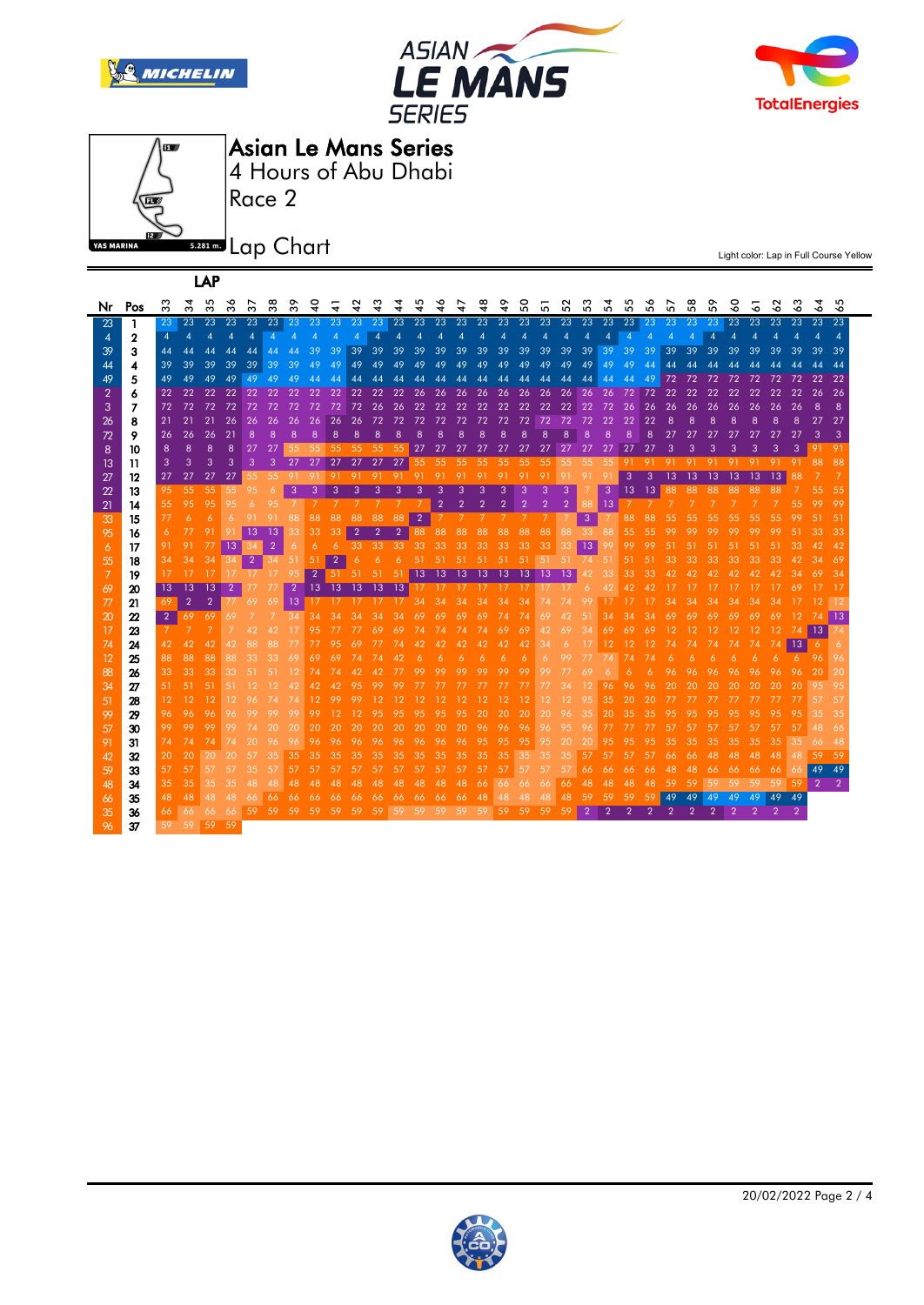# Asian Le Mans Series

## 4 Hours of Abu Dhabi

## Race 2

## Lap Chart

Light color: Lap in Full Course Yellow

| Nr | Pos | 33 | 34 | 35 | 36 | 37 | 38 | 39 | 40 | 41 | 42 | 43 | 44 | 45 | 46 | 47 | 48 | 49 | 50 | 51 | 52 | 53 | 54 | 55 | 56 | 57 | 58 | 59 | 60 | 61 | 62 | 63 | 64 | 65 |
|---|---|---|---|---|---|---|---|---|---|---|---|---|---|---|---|---|---|---|---|---|---|---|---|---|---|---|---|---|---|---|---|---|---|---|
| 23 | 1 | 23 | 23 | 23 | 23 | 23 | 23 | 23 | 23 | 23 | 23 | 23 | 23 | 23 | 23 | 23 | 23 | 23 | 23 | 23 | 23 | 23 | 23 | 23 | 23 | 23 | 23 | 23 | 23 | 23 | 23 | 23 | 23 | 23 |
| 4 | 2 | 4 | 4 | 4 | 4 | 4 | 4 | 4 | 4 | 4 | 4 | 4 | 4 | 4 | 4 | 4 | 4 | 4 | 4 | 4 | 4 | 4 | 4 | 4 | 4 | 4 | 4 | 4 | 4 | 4 | 4 | 4 | 4 | 4 |
| 39 | 3 | 44 | 44 | 44 | 44 | 44 | 44 | 44 | 39 | 39 | 39 | 39 | 39 | 39 | 39 | 39 | 39 | 39 | 39 | 39 | 39 | 39 | 39 | 39 | 39 | 39 | 39 | 39 | 39 | 39 | 39 | 39 | 39 | 39 |
| 44 | 4 | 39 | 39 | 39 | 39 | 39 | 39 | 39 | 49 | 49 | 49 | 49 | 49 | 49 | 49 | 49 | 49 | 49 | 49 | 49 | 49 | 49 | 49 | 49 | 44 | 44 | 44 | 44 | 44 | 44 | 44 | 44 | 44 | 44 |
| 49 | 5 | 49 | 49 | 49 | 49 | 49 | 49 | 49 | 44 | 44 | 44 | 44 | 44 | 44 | 44 | 44 | 44 | 44 | 44 | 44 | 44 | 44 | 44 | 44 | 49 | 72 | 72 | 72 | 72 | 72 | 72 | 72 | 22 | 22 |
| 2 | 6 | 22 | 22 | 22 | 22 | 22 | 22 | 22 | 22 | 22 | 22 | 22 | 22 | 26 | 26 | 26 | 26 | 26 | 26 | 26 | 26 | 26 | 26 | 72 | 72 | 22 | 22 | 22 | 22 | 22 | 22 | 22 | 26 | 26 |
| 3 | 7 | 72 | 72 | 72 | 72 | 72 | 72 | 72 | 72 | 72 | 72 | 26 | 26 | 22 | 22 | 22 | 22 | 22 | 22 | 22 | 22 | 22 | 72 | 26 | 26 | 26 | 26 | 26 | 26 | 26 | 26 | 26 | 8 | 8 |
| 26 | 8 | 21 | 21 | 21 | 26 | 26 | 26 | 26 | 26 | 26 | 26 | 72 | 72 | 72 | 72 | 72 | 72 | 72 | 72 | 72 | 72 | 72 | 22 | 22 | 22 | 8 | 8 | 8 | 8 | 8 | 8 | 8 | 27 | 27 |
| 72 | 9 | 26 | 26 | 26 | 21 | 8 | 8 | 8 | 8 | 8 | 8 | 8 | 8 | 8 | 8 | 8 | 8 | 8 | 8 | 8 | 8 | 8 | 8 | 8 | 8 | 27 | 27 | 27 | 27 | 27 | 27 | 27 | 3 | 3 |
| 8 | 10 | 8 | 8 | 8 | 8 | 27 | 27 | 55 | 55 | 55 | 55 | 55 | 55 | 27 | 27 | 27 | 27 | 27 | 27 | 27 | 27 | 27 | 27 | 27 | 27 | 3 | 3 | 3 | 3 | 3 | 3 | 3 | 91 | 91 |
| 13 | 11 | 3 | 3 | 3 | 3 | 3 | 3 | 27 | 27 | 27 | 27 | 27 | 27 | 55 | 55 | 55 | 55 | 55 | 55 | 55 | 55 | 55 | 55 | 91 | 91 | 91 | 91 | 91 | 91 | 91 | 91 | 91 | 88 | 88 |
| 27 | 12 | 27 | 27 | 27 | 27 | 55 | 55 | 91 | 91 | 91 | 91 | 91 | 91 | 91 | 91 | 91 | 91 | 91 | 91 | 91 | 91 | 91 | 91 | 3 | 3 | 13 | 13 | 13 | 13 | 13 | 13 | 88 | 7 | 7 |
| 22 | 13 | 95 | 55 | 55 | 55 | 95 | 6 | 3 | 3 | 3 | 3 | 3 | 3 | 3 | 3 | 3 | 3 | 3 | 3 | 3 | 3 | 7 | 3 | 13 | 13 | 88 | 88 | 88 | 88 | 88 | 88 | 7 | 55 | 55 |
| 21 | 14 | 55 | 95 | 95 | 95 | 6 | 95 | 7 | 7 | 7 | 7 | 7 | 7 | 7 | 2 | 2 | 2 | 2 | 2 | 2 | 2 | 88 | 13 | 7 | 7 | 7 | 7 | 7 | 7 | 7 | 7 | 55 | 99 | 99 |
| 33 | 15 | 77 | 6 | 6 | 6 | 91 | 91 | 88 | 88 | 88 | 88 | 88 | 88 | 2 | 7 | 7 | 7 | 7 | 7 | 7 | 7 | 3 | 7 | 88 | 88 | 55 | 55 | 55 | 55 | 55 | 55 | 99 | 51 | 51 |
| 95 | 16 | 6 | 77 | 91 | 91 | 13 | 13 | 33 | 33 | 33 | 2 | 2 | 2 | 88 | 88 | 88 | 88 | 88 | 88 | 88 | 88 | 33 | 88 | 55 | 55 | 99 | 99 | 99 | 99 | 99 | 99 | 51 | 33 | 33 |
| 6 | 17 | 91 | 91 | 77 | 13 | 34 | 2 | 6 | 6 | 6 | 33 | 33 | 33 | 33 | 33 | 33 | 33 | 33 | 33 | 33 | 33 | 13 | 99 | 99 | 99 | 51 | 51 | 51 | 51 | 51 | 51 | 33 | 42 | 42 |
| 55 | 18 | 34 | 34 | 34 | 34 | 2 | 34 | 51 | 51 | 2 | 6 | 6 | 6 | 51 | 51 | 51 | 51 | 51 | 51 | 51 | 51 | 74 | 51 | 51 | 51 | 33 | 33 | 33 | 33 | 33 | 33 | 42 | 34 | 69 |
| 7 | 19 | 17 | 17 | 17 | 17 | 17 | 17 | 95 | 2 | 51 | 51 | 51 | 51 | 13 | 13 | 13 | 13 | 13 | 13 | 13 | 13 | 42 | 33 | 33 | 33 | 42 | 42 | 42 | 42 | 42 | 42 | 34 | 69 | 34 |
| 69 | 20 | 13 | 13 | 13 | 2 | 77 | 77 | 2 | 13 | 13 | 13 | 13 | 13 | 17 | 17 | 17 | 17 | 17 | 17 | 17 | 17 | 6 | 42 | 42 | 42 | 17 | 17 | 17 | 17 | 17 | 17 | 69 | 17 | 17 |
| 77 | 21 | 69 | 2 | 2 | 77 | 69 | 69 | 13 | 17 | 17 | 17 | 17 | 17 | 34 | 34 | 34 | 34 | 34 | 34 | 74 | 74 | 99 | 17 | 17 | 17 | 34 | 34 | 34 | 34 | 34 | 34 | 17 | 12 | 12 |
| 20 | 22 | 2 | 69 | 69 | 69 | 7 | 7 | 34 | 34 | 34 | 34 | 34 | 34 | 69 | 69 | 69 | 69 | 74 | 74 | 69 | 42 | 51 | 34 | 34 | 34 | 69 | 69 | 69 | 69 | 69 | 69 | 12 | 74 | 13 |
| 17 | 23 | 7 | 7 | 7 | 7 | 42 | 42 | 17 | 95 | 77 | 77 | 69 | 69 | 74 | 74 | 74 | 74 | 69 | 69 | 42 | 69 | 34 | 69 | 69 | 69 | 12 | 12 | 12 | 12 | 12 | 12 | 74 | 13 | 74 |
| 74 | 24 | 42 | 42 | 42 | 42 | 88 | 88 | 77 | 77 | 95 | 69 | 77 | 74 | 42 | 42 | 42 | 42 | 42 | 42 | 34 | 6 | 17 | 12 | 12 | 12 | 74 | 74 | 74 | 74 | 74 | 74 | 13 | 6 | 6 |
| 12 | 25 | 88 | 88 | 88 | 88 | 33 | 33 | 69 | 69 | 69 | 74 | 74 | 42 | 6 | 6 | 6 | 6 | 6 | 6 | 6 | 99 | 77 | 74 | 74 | 74 | 6 | 6 | 6 | 6 | 6 | 6 | 6 | 96 | 96 |
| 88 | 26 | 33 | 33 | 33 | 33 | 51 | 51 | 12 | 74 | 74 | 42 | 42 | 77 | 99 | 99 | 99 | 99 | 99 | 99 | 99 | 77 | 69 | 6 | 6 | 6 | 96 | 96 | 96 | 96 | 96 | 96 | 96 | 20 | 20 |
| 34 | 27 | 51 | 51 | 51 | 51 | 12 | 12 | 42 | 42 | 42 | 95 | 99 | 99 | 77 | 77 | 77 | 77 | 77 | 77 | 77 | 34 | 12 | 96 | 96 | 96 | 20 | 20 | 20 | 20 | 20 | 20 | 20 | 95 | 95 |
| 51 | 28 | 12 | 12 | 12 | 12 | 96 | 74 | 74 | 12 | 99 | 99 | 12 | 12 | 12 | 12 | 12 | 12 | 12 | 12 | 12 | 12 | 95 | 35 | 20 | 20 | 77 | 77 | 77 | 77 | 77 | 77 | 77 | 57 | 57 |
| 99 | 29 | 96 | 96 | 96 | 96 | 99 | 99 | 99 | 99 | 12 | 12 | 95 | 95 | 95 | 95 | 95 | 20 | 20 | 20 | 20 | 96 | 35 | 20 | 35 | 35 | 95 | 95 | 95 | 95 | 95 | 95 | 95 | 35 | 35 |
| 57 | 30 | 99 | 99 | 99 | 99 | 74 | 20 | 20 | 20 | 20 | 20 | 20 | 20 | 20 | 20 | 20 | 96 | 96 | 96 | 96 | 95 | 96 | 77 | 77 | 77 | 57 | 57 | 57 | 57 | 57 | 57 | 57 | 48 | 66 |
| 91 | 31 | 74 | 74 | 74 | 74 | 20 | 96 | 96 | 96 | 96 | 96 | 96 | 96 | 96 | 96 | 96 | 95 | 95 | 95 | 95 | 20 | 20 | 95 | 95 | 95 | 35 | 35 | 35 | 35 | 35 | 35 | 35 | 66 | 48 |
| 42 | 32 | 20 | 20 | 20 | 20 | 57 | 35 | 35 | 35 | 35 | 35 | 35 | 35 | 35 | 35 | 35 | 35 | 35 | 35 | 35 | 35 | 57 | 57 | 57 | 57 | 66 | 66 | 48 | 48 | 48 | 48 | 48 | 59 | 59 |
| 59 | 33 | 57 | 57 | 57 | 57 | 35 | 57 | 57 | 57 | 57 | 57 | 57 | 57 | 57 | 57 | 57 | 57 | 57 | 57 | 57 | 57 | 66 | 66 | 66 | 66 | 48 | 48 | 66 | 66 | 66 | 66 | 66 | 49 | 49 |
| 48 | 34 | 35 | 35 | 35 | 35 | 48 | 48 | 48 | 48 | 48 | 48 | 48 | 48 | 48 | 48 | 48 | 66 | 66 | 66 | 66 | 66 | 48 | 48 | 48 | 48 | 59 | 59 | 59 | 59 | 59 | 59 | 59 | 2 | 2 |
| 66 | 35 | 48 | 48 | 48 | 48 | 66 | 66 | 66 | 66 | 66 | 66 | 66 | 66 | 66 | 66 | 66 | 48 | 48 | 48 | 48 | 48 | 59 | 59 | 59 | 59 | 49 | 49 | 49 | 49 | 49 | 49 | 49 | | |
| 35 | 36 | 66 | 66 | 66 | 66 | 59 | 59 | 59 | 59 | 59 | 59 | 59 | 59 | 59 | 59 | 59 | 59 | 59 | 59 | 59 | 59 | 2 | 2 | 2 | 2 | 2 | 2 | 2 | 2 | 2 | 2 | 2 | | |
| 96 | 37 | 59 | 59 | 59 | 59 | | | | | | | | | | | | | | | | | | | | | | | | | | | | | |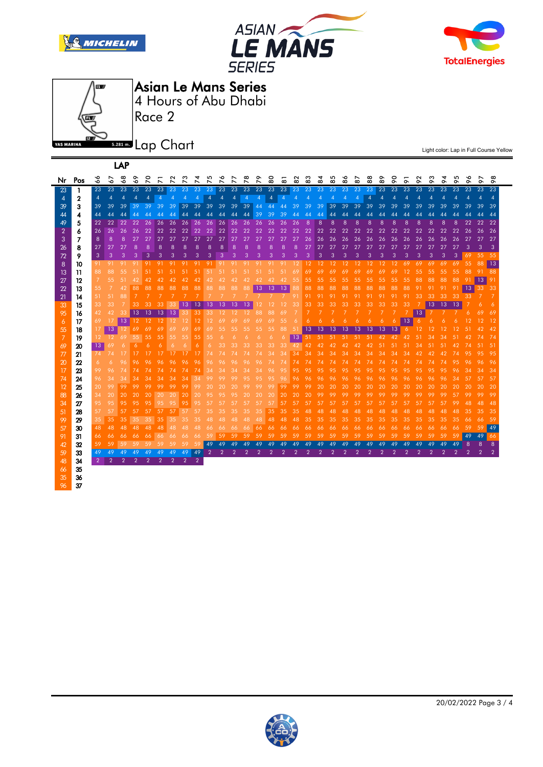# Asian Le Mans Series

4 Hours of Abu Dhabi

Race 2

## Lap Chart

Light color: Lap in Full Course Yellow

| Nr | Pos | 66 | 67 | 68 | 69 | 70 | 71 | 72 | 73 | 74 | 75 | 76 | 77 | 78 | 79 | 80 | 81 | 82 | 83 | 84 | 85 | 86 | 87 | 88 | 89 | 90 | 91 | 92 | 93 | 94 | 95 | 96 | 97 | 98 |
|---|---|---|---|---|---|---|---|---|---|---|---|---|---|---|---|---|---|---|---|---|---|---|---|---|---|---|---|---|---|---|---|---|---|---|
| 23 | 1 | 23 | 23 | 23 | 23 | 23 | 23 | 23 | 23 | 23 | 23 | 23 | 23 | 23 | 23 | 23 | 23 | 23 | 23 | 23 | 23 | 23 | 23 | 23 | 23 | 23 | 23 | 23 | 23 | 23 | 23 | 23 | 23 | 23 |
| 4 | 2 | 4 | 4 | 4 | 4 | 4 | 4 | 4 | 4 | 4 | 4 | 4 | 4 | 4 | 4 | 4 | 4 | 4 | 4 | 4 | 4 | 4 | 4 | 4 | 4 | 4 | 4 | 4 | 4 | 4 | 4 | 4 | 4 | 4 |
| 39 | 3 | 39 | 39 | 39 | 39 | 39 | 39 | 39 | 39 | 39 | 39 | 39 | 39 | 39 | 44 | 44 | 44 | 39 | 39 | 39 | 39 | 39 | 39 | 39 | 39 | 39 | 39 | 39 | 39 | 39 | 39 | 39 | 39 | 39 |
| 44 | 4 | 44 | 44 | 44 | 44 | 44 | 44 | 44 | 44 | 44 | 44 | 44 | 44 | 44 | 39 | 39 | 39 | 44 | 44 | 44 | 44 | 44 | 44 | 44 | 44 | 44 | 44 | 44 | 44 | 44 | 44 | 44 | 44 | 44 |
| 49 | 5 | 22 | 22 | 22 | 22 | 26 | 26 | 26 | 26 | 26 | 26 | 26 | 26 | 26 | 26 | 26 | 26 | 26 | 8 | 8 | 8 | 8 | 8 | 8 | 8 | 8 | 8 | 8 | 8 | 8 | 8 | 22 | 22 | 22 |
| 2 | 6 | 26 | 26 | 26 | 26 | 22 | 22 | 22 | 22 | 22 | 22 | 22 | 22 | 22 | 22 | 22 | 22 | 22 | 22 | 22 | 22 | 22 | 22 | 22 | 22 | 22 | 22 | 22 | 22 | 22 | 22 | 26 | 26 | 26 |
| 3 | 7 | 8 | 8 | 8 | 27 | 27 | 27 | 27 | 27 | 27 | 27 | 27 | 27 | 27 | 27 | 27 | 27 | 27 | 26 | 26 | 26 | 26 | 26 | 26 | 26 | 26 | 26 | 26 | 26 | 26 | 26 | 27 | 27 | 27 |
| 26 | 8 | 27 | 27 | 27 | 8 | 8 | 8 | 8 | 8 | 8 | 8 | 8 | 8 | 8 | 8 | 8 | 8 | 8 | 27 | 27 | 27 | 27 | 27 | 27 | 27 | 27 | 27 | 27 | 27 | 27 | 27 | 3 | 3 | 3 |
| 72 | 9 | 3 | 3 | 3 | 3 | 3 | 3 | 3 | 3 | 3 | 3 | 3 | 3 | 3 | 3 | 3 | 3 | 3 | 3 | 3 | 3 | 3 | 3 | 3 | 3 | 3 | 3 | 3 | 3 | 3 | 3 | 69 | 55 | 55 |
| 8 | 10 | 91 | 91 | 91 | 91 | 91 | 91 | 91 | 91 | 91 | 91 | 91 | 91 | 91 | 91 | 91 | 91 | 12 | 12 | 12 | 12 | 12 | 12 | 12 | 12 | 12 | 69 | 69 | 69 | 69 | 69 | 55 | 88 | 13 |
| 13 | 11 | 88 | 88 | 55 | 51 | 51 | 51 | 51 | 51 | 51 | 51 | 51 | 51 | 51 | 51 | 51 | 51 | 69 | 69 | 69 | 69 | 69 | 69 | 69 | 69 | 69 | 12 | 55 | 55 | 55 | 55 | 88 | 91 | 88 |
| 27 | 12 | 7 | 55 | 51 | 42 | 42 | 42 | 42 | 42 | 42 | 42 | 42 | 42 | 42 | 42 | 42 | 42 | 55 | 55 | 55 | 55 | 55 | 55 | 55 | 55 | 55 | 55 | 88 | 88 | 88 | 88 | 91 | 13 | 91 |
| 22 | 13 | 55 | 7 | 42 | 88 | 88 | 88 | 88 | 88 | 88 | 88 | 88 | 88 | 88 | 13 | 13 | 13 | 88 | 88 | 88 | 88 | 88 | 88 | 88 | 88 | 88 | 88 | 91 | 91 | 91 | 91 | 13 | 33 | 33 |
| 21 | 14 | 51 | 51 | 88 | 7 | 7 | 7 | 7 | 7 | 7 | 7 | 7 | 7 | 7 | 7 | 7 | 7 | 91 | 91 | 91 | 91 | 91 | 91 | 91 | 91 | 91 | 91 | 33 | 33 | 33 | 33 | 33 | 7 | 7 |
| 33 | 15 | 33 | 33 | 7 | 33 | 33 | 33 | 33 | 13 | 13 | 13 | 13 | 13 | 13 | 12 | 12 | 12 | 33 | 33 | 33 | 33 | 33 | 33 | 33 | 33 | 33 | 33 | 7 | 13 | 13 | 13 | 7 | 6 | 6 |
| 95 | 16 | 42 | 42 | 33 | 13 | 13 | 13 | 13 | 33 | 33 | 33 | 12 | 12 | 12 | 88 | 88 | 69 | 7 | 7 | 7 | 7 | 7 | 7 | 7 | 7 | 7 | 7 | 13 | 7 | 7 | 7 | 6 | 69 | 69 |
| 6 | 17 | 69 | 17 | 13 | 12 | 12 | 12 | 12 | 12 | 12 | 12 | 69 | 69 | 69 | 69 | 69 | 55 | 6 | 6 | 6 | 6 | 6 | 6 | 6 | 6 | 6 | 13 | 6 | 6 | 6 | 6 | 12 | 12 | 12 |
| 55 | 18 | 17 | 13 | 12 | 69 | 69 | 69 | 69 | 69 | 69 | 69 | 55 | 55 | 55 | 55 | 55 | 88 | 51 | 13 | 13 | 13 | 13 | 13 | 13 | 13 | 13 | 6 | 12 | 12 | 12 | 12 | 51 | 42 | 42 |
| 7 | 19 | 12 | 12 | 69 | 55 | 55 | 55 | 55 | 55 | 55 | 55 | 6 | 6 | 6 | 6 | 6 | 6 | 13 | 51 | 51 | 51 | 51 | 51 | 51 | 42 | 42 | 42 | 51 | 34 | 34 | 51 | 42 | 74 | 74 |
| 69 | 20 | 13 | 69 | 6 | 6 | 6 | 6 | 6 | 6 | 6 | 6 | 33 | 33 | 33 | 33 | 33 | 33 | 42 | 42 | 42 | 42 | 42 | 42 | 42 | 51 | 51 | 51 | 34 | 51 | 51 | 42 | 74 | 51 | 51 |
| 77 | 21 | 74 | 74 | 17 | 17 | 17 | 17 | 17 | 17 | 17 | 74 | 74 | 74 | 74 | 74 | 34 | 34 | 34 | 34 | 34 | 34 | 34 | 34 | 34 | 34 | 34 | 34 | 42 | 42 | 42 | 74 | 95 | 95 | 95 |
| 20 | 22 | 6 | 6 | 96 | 96 | 96 | 96 | 96 | 96 | 96 | 96 | 96 | 96 | 96 | 96 | 74 | 74 | 74 | 74 | 74 | 74 | 74 | 74 | 74 | 74 | 74 | 74 | 74 | 74 | 74 | 95 | 96 | 96 | 96 |
| 17 | 23 | 99 | 96 | 74 | 74 | 74 | 74 | 74 | 74 | 74 | 34 | 34 | 34 | 34 | 34 | 96 | 95 | 95 | 95 | 95 | 95 | 95 | 95 | 95 | 95 | 95 | 95 | 95 | 95 | 95 | 96 | 34 | 34 | 34 |
| 74 | 24 | 96 | 34 | 34 | 34 | 34 | 34 | 34 | 34 | 34 | 99 | 99 | 99 | 95 | 95 | 95 | 96 | 96 | 96 | 96 | 96 | 96 | 96 | 96 | 96 | 96 | 96 | 96 | 96 | 96 | 34 | 57 | 57 | 57 |
| 12 | 25 | 20 | 99 | 99 | 99 | 99 | 99 | 99 | 99 | 99 | 20 | 20 | 20 | 99 | 99 | 99 | 99 | 99 | 99 | 20 | 20 | 20 | 20 | 20 | 20 | 20 | 20 | 20 | 20 | 20 | 20 | 20 | 20 | 20 |
| 88 | 26 | 34 | 20 | 20 | 20 | 20 | 20 | 20 | 20 | 20 | 95 | 95 | 95 | 20 | 20 | 20 | 20 | 20 | 20 | 99 | 99 | 99 | 99 | 99 | 99 | 99 | 99 | 99 | 99 | 99 | 57 | 99 | 99 | 99 |
| 34 | 27 | 95 | 95 | 95 | 95 | 95 | 95 | 95 | 95 | 95 | 57 | 57 | 57 | 57 | 57 | 57 | 57 | 57 | 57 | 57 | 57 | 57 | 57 | 57 | 57 | 57 | 57 | 57 | 57 | 57 | 99 | 48 | 48 | 48 |
| 51 | 28 | 57 | 57 | 57 | 57 | 57 | 57 | 57 | 57 | 57 | 35 | 35 | 35 | 35 | 35 | 35 | 35 | 35 | 48 | 48 | 48 | 48 | 48 | 48 | 48 | 48 | 48 | 48 | 48 | 48 | 48 | 35 | 35 | 35 |
| 99 | 29 | 35 | 35 | 35 | 35 | 35 | 35 | 35 | 35 | 35 | 48 | 48 | 48 | 48 | 48 | 48 | 48 | 48 | 35 | 35 | 35 | 35 | 35 | 35 | 35 | 35 | 35 | 35 | 35 | 35 | 35 | 66 | 66 | 59 |
| 57 | 30 | 48 | 48 | 48 | 48 | 48 | 48 | 48 | 48 | 48 | 66 | 66 | 66 | 66 | 66 | 66 | 66 | 66 | 66 | 66 | 66 | 66 | 66 | 66 | 66 | 66 | 66 | 66 | 66 | 66 | 66 | 59 | 59 | 49 |
| 91 | 31 | 66 | 66 | 66 | 66 | 66 | 66 | 66 | 66 | 66 | 59 | 59 | 59 | 59 | 59 | 59 | 59 | 59 | 59 | 59 | 59 | 59 | 59 | 59 | 59 | 59 | 59 | 59 | 59 | 59 | 59 | 49 | 49 | 66 |
| 42 | 32 | 59 | 59 | 59 | 59 | 59 | 59 | 59 | 59 | 59 | 49 | 49 | 49 | 49 | 49 | 49 | 49 | 49 | 49 | 49 | 49 | 49 | 49 | 49 | 49 | 49 | 49 | 49 | 49 | 49 | 49 | 8 | 8 | 8 |
| 59 | 33 | 49 | 49 | 49 | 49 | 49 | 49 | 49 | 49 | 49 | 2 | 2 | 2 | 2 | 2 | 2 | 2 | 2 | 2 | 2 | 2 | 2 | 2 | 2 | 2 | 2 | 2 | 2 | 2 | 2 | 2 | 2 | 2 | 2 |
| 48 | 34 | 2 | 2 | 2 | 2 | 2 | 2 | 2 | 2 | 2 | | | | | | | | | | | | | | | | | | | | | | | | |
| 66 | 35 | | | | | | | | | | | | | | | | | | | | | | | | | | | | | | | | | |
| 35 | 36 | | | | | | | | | | | | | | | | | | | | | | | | | | | | | | | | | |
| 96 | 37 | | | | | | | | | | | | | | | | | | | | | | | | | | | | | | | | | |

20/02/2022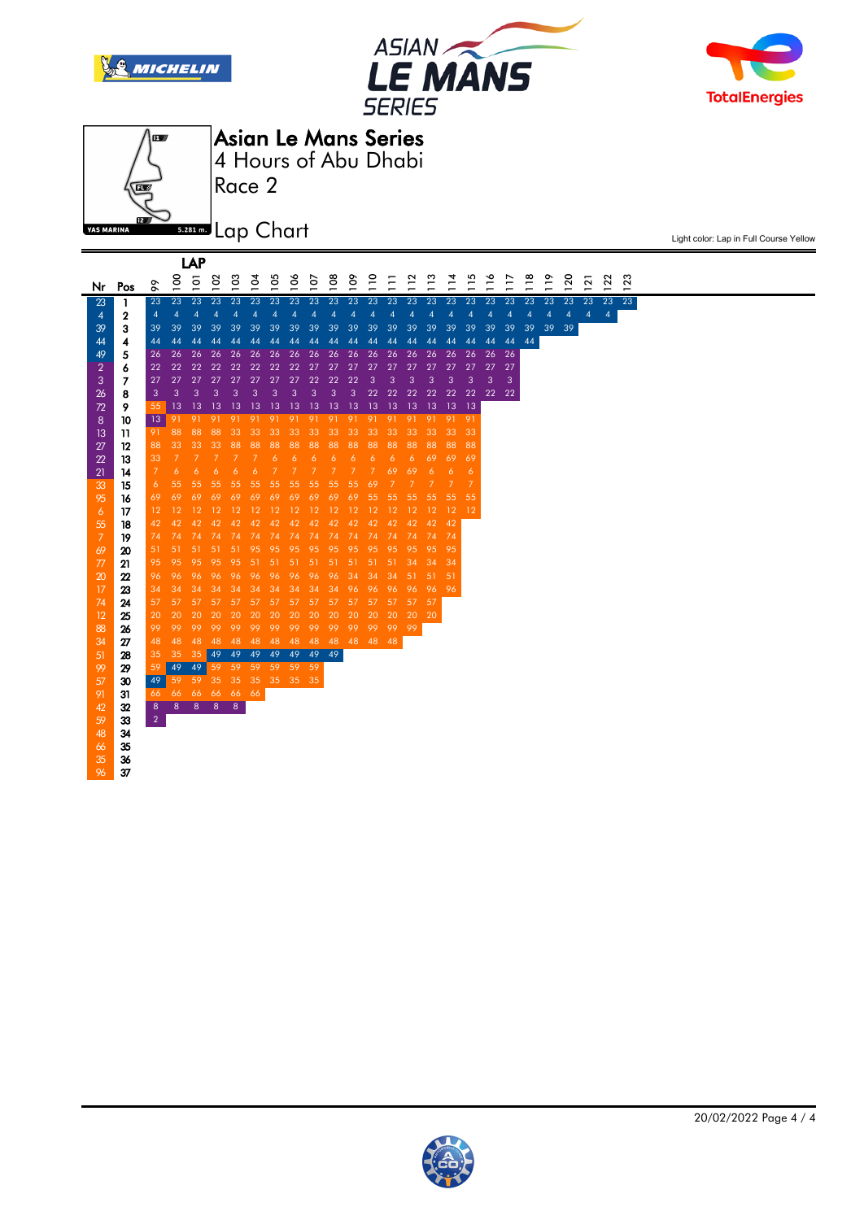# Asian Le Mans Series

## 4 Hours of Abu Dhabi

## Race 2

## Lap Chart

YAS MARINA 5.281 m.

Light color: Lap in Full Course Yellow

| Nr | Pos | 99 | 100 | 101 | 102 | 103 | 104 | 105 | 106 | 107 | 108 | 109 | 110 | 111 | 112 | 113 | 114 | 115 | 116 | 117 | 118 | 119 | 120 | 121 | 122 | 123 |
|---|---|---|---|---|---|---|---|---|---|---|---|---|---|---|---|---|---|---|---|---|---|---|---|---|---|---|
| 23 | 1 | 23 | 23 | 23 | 23 | 23 | 23 | 23 | 23 | 23 | 23 | 23 | 23 | 23 | 23 | 23 | 23 | 23 | 23 | 23 | 23 | 23 | 23 | 23 | 23 | 23 |
| 4 | 2 | 4 | 4 | 4 | 4 | 4 | 4 | 4 | 4 | 4 | 4 | 4 | 4 | 4 | 4 | 4 | 4 | 4 | 4 | 4 | 4 | 4 | 4 | 4 | 4 | |
| 39 | 3 | 39 | 39 | 39 | 39 | 39 | 39 | 39 | 39 | 39 | 39 | 39 | 39 | 39 | 39 | 39 | 39 | 39 | 39 | 39 | 39 | 39 | 39 | | | |
| 44 | 4 | 44 | 44 | 44 | 44 | 44 | 44 | 44 | 44 | 44 | 44 | 44 | 44 | 44 | 44 | 44 | 44 | 44 | 44 | 44 | 44 | | | | | |
| 49 | 5 | 26 | 26 | 26 | 26 | 26 | 26 | 26 | 26 | 26 | 26 | 26 | 26 | 26 | 26 | 26 | 26 | 26 | 26 | 26 | | | | | | |
| 2 | 6 | 22 | 22 | 22 | 22 | 22 | 22 | 22 | 22 | 27 | 27 | 27 | 27 | 27 | 27 | 27 | 27 | 27 | 27 | 27 | | | | | | |
| 3 | 7 | 27 | 27 | 27 | 27 | 27 | 27 | 27 | 27 | 22 | 22 | 22 | 3 | 3 | 3 | 3 | 3 | 3 | 3 | 3 | | | | | | |
| 26 | 8 | 3 | 3 | 3 | 3 | 3 | 3 | 3 | 3 | 3 | 3 | 3 | 22 | 22 | 22 | 22 | 22 | 22 | 22 | 22 | | | | | | |
| 72 | 9 | 55 | 13 | 13 | 13 | 13 | 13 | 13 | 13 | 13 | 13 | 13 | 13 | 13 | 13 | 13 | 13 | 13 | | | | | | | | |
| 8 | 10 | 13 | 91 | 91 | 91 | 91 | 91 | 91 | 91 | 91 | 91 | 91 | 91 | 91 | 91 | 91 | 91 | 91 | | | | | | | | |
| 13 | 11 | 91 | 88 | 88 | 88 | 33 | 33 | 33 | 33 | 33 | 33 | 33 | 33 | 33 | 33 | 33 | 33 | 33 | | | | | | | | |
| 27 | 12 | 88 | 33 | 33 | 33 | 88 | 88 | 88 | 88 | 88 | 88 | 88 | 88 | 88 | 88 | 88 | 88 | 88 | | | | | | | | |
| 22 | 13 | 33 | 7 | 7 | 7 | 7 | 7 | 6 | 6 | 6 | 6 | 6 | 6 | 6 | 6 | 69 | 69 | 69 | | | | | | | | |
| 21 | 14 | 7 | 6 | 6 | 6 | 6 | 6 | 7 | 7 | 7 | 7 | 7 | 7 | 69 | 69 | 6 | 6 | 6 | | | | | | | | |
| 33 | 15 | 6 | 55 | 55 | 55 | 55 | 55 | 55 | 55 | 55 | 55 | 55 | 69 | 7 | 7 | 7 | 7 | 7 | | | | | | | | |
| 95 | 16 | 69 | 69 | 69 | 69 | 69 | 69 | 69 | 69 | 69 | 69 | 69 | 55 | 55 | 55 | 55 | 55 | 55 | | | | | | | | |
| 6 | 17 | 12 | 12 | 12 | 12 | 12 | 12 | 12 | 12 | 12 | 12 | 12 | 12 | 12 | 12 | 12 | 12 | 12 | | | | | | | | |
| 55 | 18 | 42 | 42 | 42 | 42 | 42 | 42 | 42 | 42 | 42 | 42 | 42 | 42 | 42 | 42 | 42 | 42 | | | | | | | | | |
| 7 | 19 | 74 | 74 | 74 | 74 | 74 | 74 | 74 | 74 | 74 | 74 | 74 | 74 | 74 | 74 | 74 | 74 | | | | | | | | | |
| 69 | 20 | 51 | 51 | 51 | 51 | 51 | 95 | 95 | 95 | 95 | 95 | 95 | 95 | 95 | 95 | 95 | 95 | | | | | | | | | |
| 77 | 21 | 95 | 95 | 95 | 95 | 95 | 51 | 51 | 51 | 51 | 51 | 51 | 51 | 51 | 34 | 34 | 34 | | | | | | | | | |
| 20 | 22 | 96 | 96 | 96 | 96 | 96 | 96 | 96 | 96 | 96 | 96 | 34 | 34 | 34 | 51 | 51 | 51 | | | | | | | | | |
| 17 | 23 | 34 | 34 | 34 | 34 | 34 | 34 | 34 | 34 | 34 | 34 | 96 | 96 | 96 | 96 | 96 | 96 | | | | | | | | | |
| 74 | 24 | 57 | 57 | 57 | 57 | 57 | 57 | 57 | 57 | 57 | 57 | 57 | 57 | 57 | 57 | 57 | | | | | | | | | | |
| 12 | 25 | 20 | 20 | 20 | 20 | 20 | 20 | 20 | 20 | 20 | 20 | 20 | 20 | 20 | 20 | 20 | | | | | | | | | | |
| 88 | 26 | 99 | 99 | 99 | 99 | 99 | 99 | 99 | 99 | 99 | 99 | 99 | 99 | 99 | 99 | | | | | | | | | | | |
| 34 | 27 | 48 | 48 | 48 | 48 | 48 | 48 | 48 | 48 | 48 | 48 | 48 | 48 | 48 | | | | | | | | | | | | |
| 51 | 28 | 35 | 35 | 35 | 49 | 49 | 49 | 49 | 49 | 49 | 49 | | | | | | | | | | | | | | | |
| 99 | 29 | 59 | 49 | 49 | 59 | 59 | 59 | 59 | 59 | 59 | | | | | | | | | | | | | | | | |
| 57 | 30 | 49 | 59 | 59 | 35 | 35 | 35 | 35 | 35 | 35 | | | | | | | | | | | | | | | | |
| 91 | 31 | 66 | 66 | 66 | 66 | 66 | 66 | | | | | | | | | | | | | | | | | | | |
| 42 | 32 | 8 | 8 | 8 | 8 | 8 | | | | | | | | | | | | | | | | | | | | |
| 59 | 33 | 2 | | | | | | | | | | | | | | | | | | | | | | | | |
| 48 | 34 | | | | | | | | | | | | | | | | | | | | | | | | | |
| 66 | 35 | | | | | | | | | | | | | | | | | | | | | | | | | |
| 35 | 36 | | | | | | | | | | | | | | | | | | | | | | | | | |
| 96 | 37 | | | | | | | | | | | | | | | | | | | | | | | | | |

20/02/2022